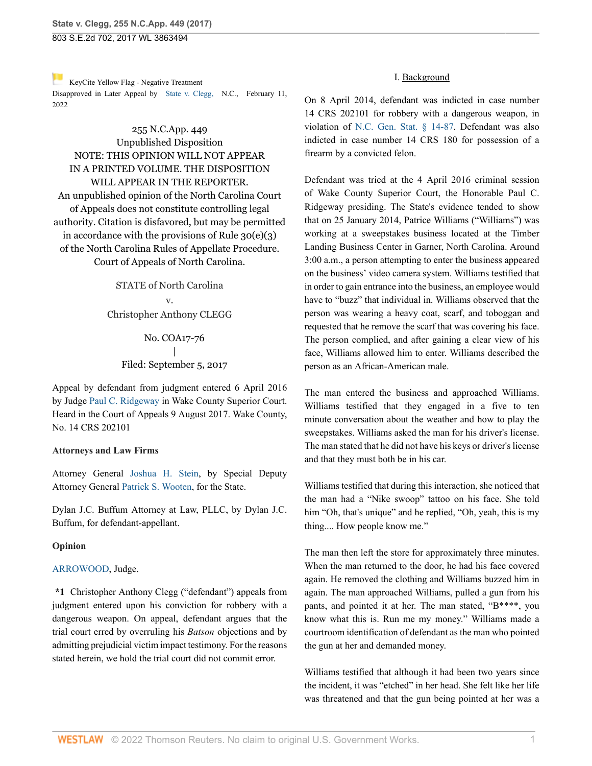KeyCite Yellow Flag - Negative Treatment
Disapproved in Later Appeal by State v. Clegg, N.C., February 11, 2022

255 N.C.App. 449
Unpublished Disposition
NOTE: THIS OPINION WILL NOT APPEAR IN A PRINTED VOLUME. THE DISPOSITION WILL APPEAR IN THE REPORTER.
An unpublished opinion of the North Carolina Court of Appeals does not constitute controlling legal authority. Citation is disfavored, but may be permitted in accordance with the provisions of Rule 30(e)(3) of the North Carolina Rules of Appellate Procedure.
Court of Appeals of North Carolina.

STATE of North Carolina
v.
Christopher Anthony CLEGG

No. COA17-76
|
Filed: September 5, 2017

Appeal by defendant from judgment entered 6 April 2016 by Judge Paul C. Ridgeway in Wake County Superior Court. Heard in the Court of Appeals 9 August 2017. Wake County, No. 14 CRS 202101

**Attorneys and Law Firms**

Attorney General Joshua H. Stein, by Special Deputy Attorney General Patrick S. Wooten, for the State.

Dylan J.C. Buffum Attorney at Law, PLLC, by Dylan J.C. Buffum, for defendant-appellant.

**Opinion**

ARROWOOD, Judge.

**\*1** Christopher Anthony Clegg ("defendant") appeals from judgment entered upon his conviction for robbery with a dangerous weapon. On appeal, defendant argues that the trial court erred by overruling his *Batson* objections and by admitting prejudicial victim impact testimony. For the reasons stated herein, we hold the trial court did not commit error.

## I. Background

On 8 April 2014, defendant was indicted in case number 14 CRS 202101 for robbery with a dangerous weapon, in violation of N.C. Gen. Stat. § 14-87. Defendant was also indicted in case number 14 CRS 180 for possession of a firearm by a convicted felon.

Defendant was tried at the 4 April 2016 criminal session of Wake County Superior Court, the Honorable Paul C. Ridgeway presiding. The State's evidence tended to show that on 25 January 2014, Patrice Williams ("Williams") was working at a sweepstakes business located at the Timber Landing Business Center in Garner, North Carolina. Around 3:00 a.m., a person attempting to enter the business appeared on the business' video camera system. Williams testified that in order to gain entrance into the business, an employee would have to "buzz" that individual in. Williams observed that the person was wearing a heavy coat, scarf, and toboggan and requested that he remove the scarf that was covering his face. The person complied, and after gaining a clear view of his face, Williams allowed him to enter. Williams described the person as an African-American male.

The man entered the business and approached Williams. Williams testified that they engaged in a five to ten minute conversation about the weather and how to play the sweepstakes. Williams asked the man for his driver's license. The man stated that he did not have his keys or driver's license and that they must both be in his car.

Williams testified that during this interaction, she noticed that the man had a "Nike swoop" tattoo on his face. She told him "Oh, that's unique" and he replied, "Oh, yeah, this is my thing.... How people know me."

The man then left the store for approximately three minutes. When the man returned to the door, he had his face covered again. He removed the clothing and Williams buzzed him in again. The man approached Williams, pulled a gun from his pants, and pointed it at her. The man stated, "B****, you know what this is. Run me my money." Williams made a courtroom identification of defendant as the man who pointed the gun at her and demanded money.

Williams testified that although it had been two years since the incident, it was "etched" in her head. She felt like her life was threatened and that the gun being pointed at her was a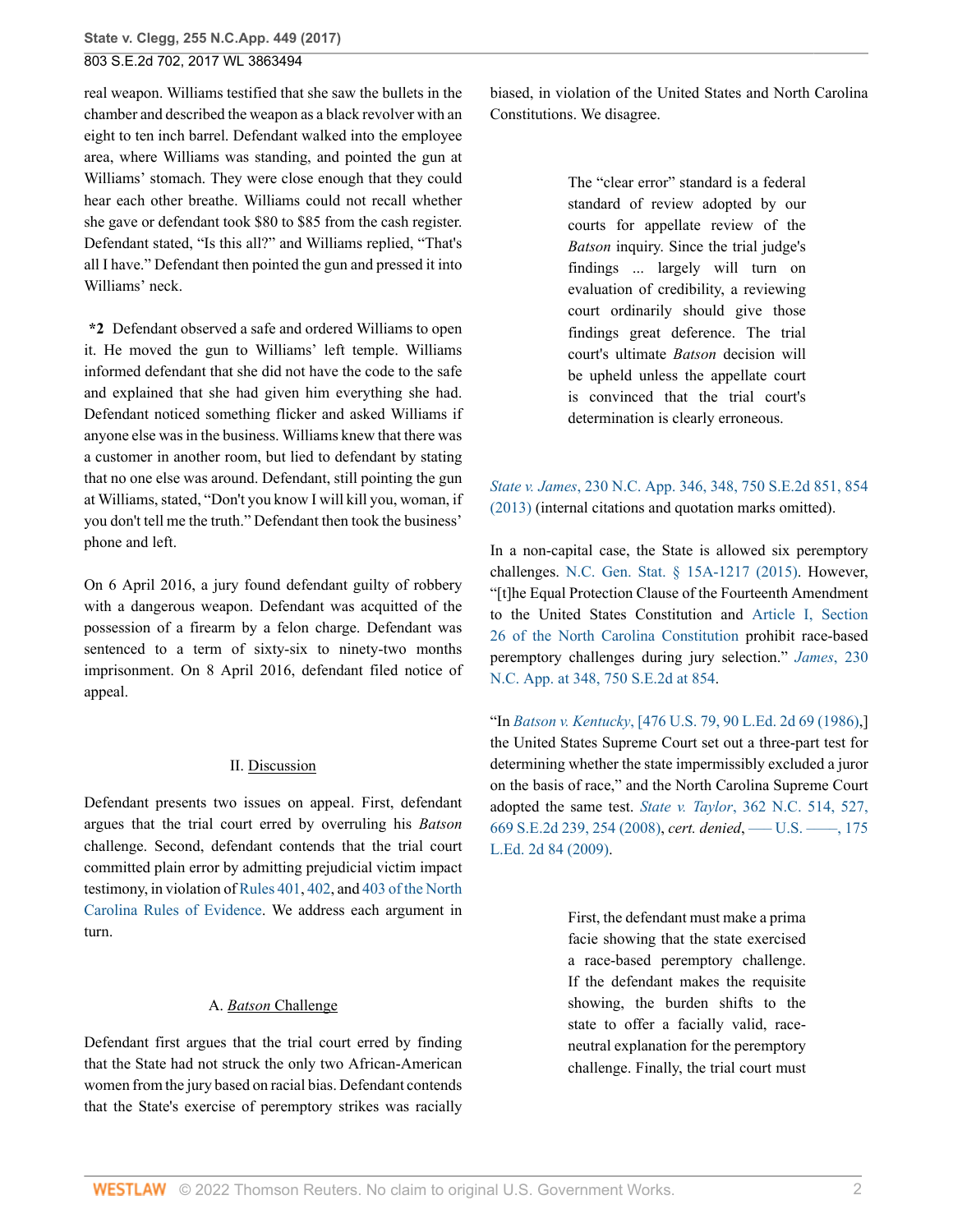real weapon. Williams testified that she saw the bullets in the chamber and described the weapon as a black revolver with an eight to ten inch barrel. Defendant walked into the employee area, where Williams was standing, and pointed the gun at Williams' stomach. They were close enough that they could hear each other breathe. Williams could not recall whether she gave or defendant took $80 to $85 from the cash register. Defendant stated, "Is this all?" and Williams replied, "That's all I have." Defendant then pointed the gun and pressed it into Williams' neck.

**\*2** Defendant observed a safe and ordered Williams to open it. He moved the gun to Williams' left temple. Williams informed defendant that she did not have the code to the safe and explained that she had given him everything she had. Defendant noticed something flicker and asked Williams if anyone else was in the business. Williams knew that there was a customer in another room, but lied to defendant by stating that no one else was around. Defendant, still pointing the gun at Williams, stated, "Don't you know I will kill you, woman, if you don't tell me the truth." Defendant then took the business' phone and left.

On 6 April 2016, a jury found defendant guilty of robbery with a dangerous weapon. Defendant was acquitted of the possession of a firearm by a felon charge. Defendant was sentenced to a term of sixty-six to ninety-two months imprisonment. On 8 April 2016, defendant filed notice of appeal.

## II. Discussion

Defendant presents two issues on appeal. First, defendant argues that the trial court erred by overruling his *Batson* challenge. Second, defendant contends that the trial court committed plain error by admitting prejudicial victim impact testimony, in violation of Rules 401, 402, and 403 of the North Carolina Rules of Evidence. We address each argument in turn.

### A. *Batson* Challenge

Defendant first argues that the trial court erred by finding that the State had not struck the only two African-American women from the jury based on racial bias. Defendant contends that the State's exercise of peremptory strikes was racially biased, in violation of the United States and North Carolina Constitutions. We disagree.

> The "clear error" standard is a federal standard of review adopted by our courts for appellate review of the *Batson* inquiry. Since the trial judge's findings ... largely will turn on evaluation of credibility, a reviewing court ordinarily should give those findings great deference. The trial court's ultimate *Batson* decision will be upheld unless the appellate court is convinced that the trial court's determination is clearly erroneous.

*State v. James*, 230 N.C. App. 346, 348, 750 S.E.2d 851, 854 (2013) (internal citations and quotation marks omitted).

In a non-capital case, the State is allowed six peremptory challenges. N.C. Gen. Stat. § 15A-1217 (2015). However, "[t]he Equal Protection Clause of the Fourteenth Amendment to the United States Constitution and Article I, Section 26 of the North Carolina Constitution prohibit race-based peremptory challenges during jury selection." *James*, 230 N.C. App. at 348, 750 S.E.2d at 854.

"In *Batson v. Kentucky*, [476 U.S. 79, 90 L.Ed. 2d 69 (1986),] the United States Supreme Court set out a three-part test for determining whether the state impermissibly excluded a juror on the basis of race," and the North Carolina Supreme Court adopted the same test. *State v. Taylor*, 362 N.C. 514, 527, 669 S.E.2d 239, 254 (2008), *cert. denied*, ––– U.S. ––––, 175 L.Ed. 2d 84 (2009).

> First, the defendant must make a prima facie showing that the state exercised a race-based peremptory challenge. If the defendant makes the requisite showing, the burden shifts to the state to offer a facially valid, race-neutral explanation for the peremptory challenge. Finally, the trial court must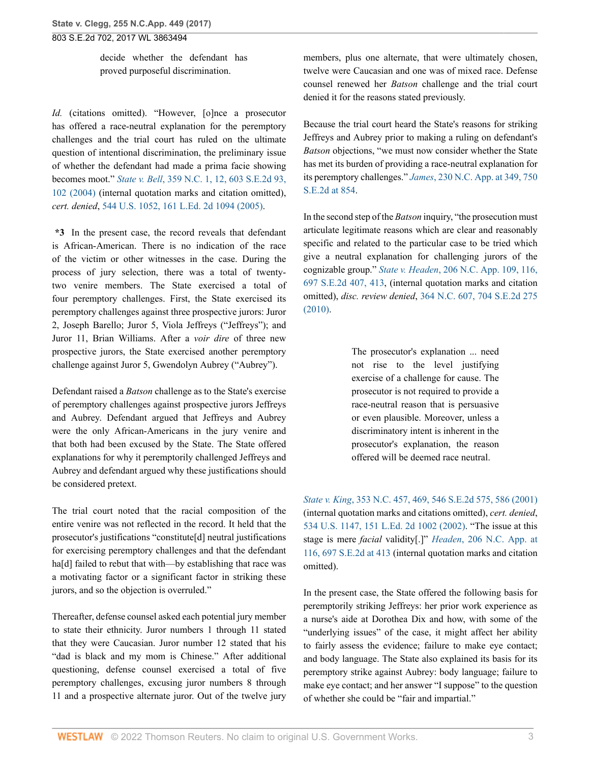> decide whether the defendant has proved purposeful discrimination.

*Id.* (citations omitted). "However, [o]nce a prosecutor has offered a race-neutral explanation for the peremptory challenges and the trial court has ruled on the ultimate question of intentional discrimination, the preliminary issue of whether the defendant had made a prima facie showing becomes moot." *State v. Bell*, 359 N.C. 1, 12, 603 S.E.2d 93, 102 (2004) (internal quotation marks and citation omitted), *cert. denied*, 544 U.S. 1052, 161 L.Ed. 2d 1094 (2005).

**\*3** In the present case, the record reveals that defendant is African-American. There is no indication of the race of the victim or other witnesses in the case. During the process of jury selection, there was a total of twenty-two venire members. The State exercised a total of four peremptory challenges. First, the State exercised its peremptory challenges against three prospective jurors: Juror 2, Joseph Barello; Juror 5, Viola Jeffreys ("Jeffreys"); and Juror 11, Brian Williams. After a *voir dire* of three new prospective jurors, the State exercised another peremptory challenge against Juror 5, Gwendolyn Aubrey ("Aubrey").

Defendant raised a *Batson* challenge as to the State's exercise of peremptory challenges against prospective jurors Jeffreys and Aubrey. Defendant argued that Jeffreys and Aubrey were the only African-Americans in the jury venire and that both had been excused by the State. The State offered explanations for why it peremptorily challenged Jeffreys and Aubrey and defendant argued why these justifications should be considered pretext.

The trial court noted that the racial composition of the entire venire was not reflected in the record. It held that the prosecutor's justifications "constitute[d] neutral justifications for exercising peremptory challenges and that the defendant ha[d] failed to rebut that with—by establishing that race was a motivating factor or a significant factor in striking these jurors, and so the objection is overruled."

Thereafter, defense counsel asked each potential jury member to state their ethnicity. Juror numbers 1 through 11 stated that they were Caucasian. Juror number 12 stated that his "dad is black and my mom is Chinese." After additional questioning, defense counsel exercised a total of five peremptory challenges, excusing juror numbers 8 through 11 and a prospective alternate juror. Out of the twelve jury members, plus one alternate, that were ultimately chosen, twelve were Caucasian and one was of mixed race. Defense counsel renewed her *Batson* challenge and the trial court denied it for the reasons stated previously.

Because the trial court heard the State's reasons for striking Jeffreys and Aubrey prior to making a ruling on defendant's *Batson* objections, "we must now consider whether the State has met its burden of providing a race-neutral explanation for its peremptory challenges." *James*, 230 N.C. App. at 349, 750 S.E.2d at 854.

In the second step of the *Batson* inquiry, "the prosecution must articulate legitimate reasons which are clear and reasonably specific and related to the particular case to be tried which give a neutral explanation for challenging jurors of the cognizable group." *State v. Headen*, 206 N.C. App. 109, 116, 697 S.E.2d 407, 413, (internal quotation marks and citation omitted), *disc. review denied*, 364 N.C. 607, 704 S.E.2d 275 (2010).

> The prosecutor's explanation ... need not rise to the level justifying exercise of a challenge for cause. The prosecutor is not required to provide a race-neutral reason that is persuasive or even plausible. Moreover, unless a discriminatory intent is inherent in the prosecutor's explanation, the reason offered will be deemed race neutral.

*State v. King*, 353 N.C. 457, 469, 546 S.E.2d 575, 586 (2001) (internal quotation marks and citations omitted), *cert. denied*, 534 U.S. 1147, 151 L.Ed. 2d 1002 (2002). "The issue at this stage is mere *facial* validity[.]" *Headen*, 206 N.C. App. at 116, 697 S.E.2d at 413 (internal quotation marks and citation omitted).

In the present case, the State offered the following basis for peremptorily striking Jeffreys: her prior work experience as a nurse's aide at Dorothea Dix and how, with some of the "underlying issues" of the case, it might affect her ability to fairly assess the evidence; failure to make eye contact; and body language. The State also explained its basis for its peremptory strike against Aubrey: body language; failure to make eye contact; and her answer "I suppose" to the question of whether she could be "fair and impartial."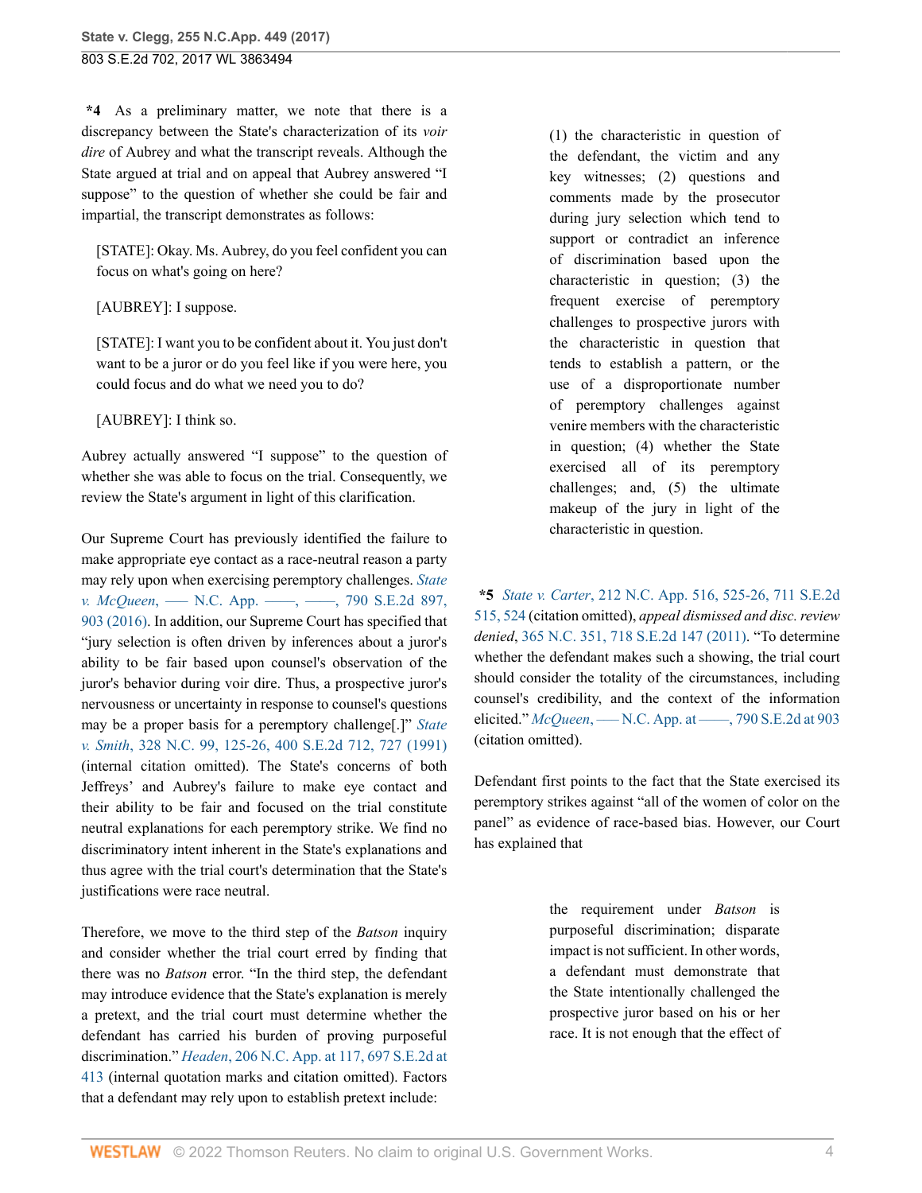**\*4** As a preliminary matter, we note that there is a discrepancy between the State's characterization of its *voir dire* of Aubrey and what the transcript reveals. Although the State argued at trial and on appeal that Aubrey answered "I suppose" to the question of whether she could be fair and impartial, the transcript demonstrates as follows:

> [STATE]: Okay. Ms. Aubrey, do you feel confident you can focus on what's going on here?
>
> [AUBREY]: I suppose.
>
> [STATE]: I want you to be confident about it. You just don't want to be a juror or do you feel like if you were here, you could focus and do what we need you to do?
>
> [AUBREY]: I think so.

Aubrey actually answered "I suppose" to the question of whether she was able to focus on the trial. Consequently, we review the State's argument in light of this clarification.

Our Supreme Court has previously identified the failure to make appropriate eye contact as a race-neutral reason a party may rely upon when exercising peremptory challenges. *State v. McQueen*, ––– N.C. App. ––––, ––––, 790 S.E.2d 897, 903 (2016). In addition, our Supreme Court has specified that "jury selection is often driven by inferences about a juror's ability to be fair based upon counsel's observation of the juror's behavior during voir dire. Thus, a prospective juror's nervousness or uncertainty in response to counsel's questions may be a proper basis for a peremptory challenge[.]" *State v. Smith*, 328 N.C. 99, 125-26, 400 S.E.2d 712, 727 (1991) (internal citation omitted). The State's concerns of both Jeffreys' and Aubrey's failure to make eye contact and their ability to be fair and focused on the trial constitute neutral explanations for each peremptory strike. We find no discriminatory intent inherent in the State's explanations and thus agree with the trial court's determination that the State's justifications were race neutral.

Therefore, we move to the third step of the *Batson* inquiry and consider whether the trial court erred by finding that there was no *Batson* error. "In the third step, the defendant may introduce evidence that the State's explanation is merely a pretext, and the trial court must determine whether the defendant has carried his burden of proving purposeful discrimination." *Headen*, 206 N.C. App. at 117, 697 S.E.2d at 413 (internal quotation marks and citation omitted). Factors that a defendant may rely upon to establish pretext include:

> (1) the characteristic in question of the defendant, the victim and any key witnesses; (2) questions and comments made by the prosecutor during jury selection which tend to support or contradict an inference of discrimination based upon the characteristic in question; (3) the frequent exercise of peremptory challenges to prospective jurors with the characteristic in question that tends to establish a pattern, or the use of a disproportionate number of peremptory challenges against venire members with the characteristic in question; (4) whether the State exercised all of its peremptory challenges; and, (5) the ultimate makeup of the jury in light of the characteristic in question.

**\*5** *State v. Carter*, 212 N.C. App. 516, 525-26, 711 S.E.2d 515, 524 (citation omitted), *appeal dismissed and disc. review denied*, 365 N.C. 351, 718 S.E.2d 147 (2011). "To determine whether the defendant makes such a showing, the trial court should consider the totality of the circumstances, including counsel's credibility, and the context of the information elicited." *McQueen*, ––– N.C. App. at ––––, 790 S.E.2d at 903 (citation omitted).

Defendant first points to the fact that the State exercised its peremptory strikes against "all of the women of color on the panel" as evidence of race-based bias. However, our Court has explained that

> the requirement under *Batson* is purposeful discrimination; disparate impact is not sufficient. In other words, a defendant must demonstrate that the State intentionally challenged the prospective juror based on his or her race. It is not enough that the effect of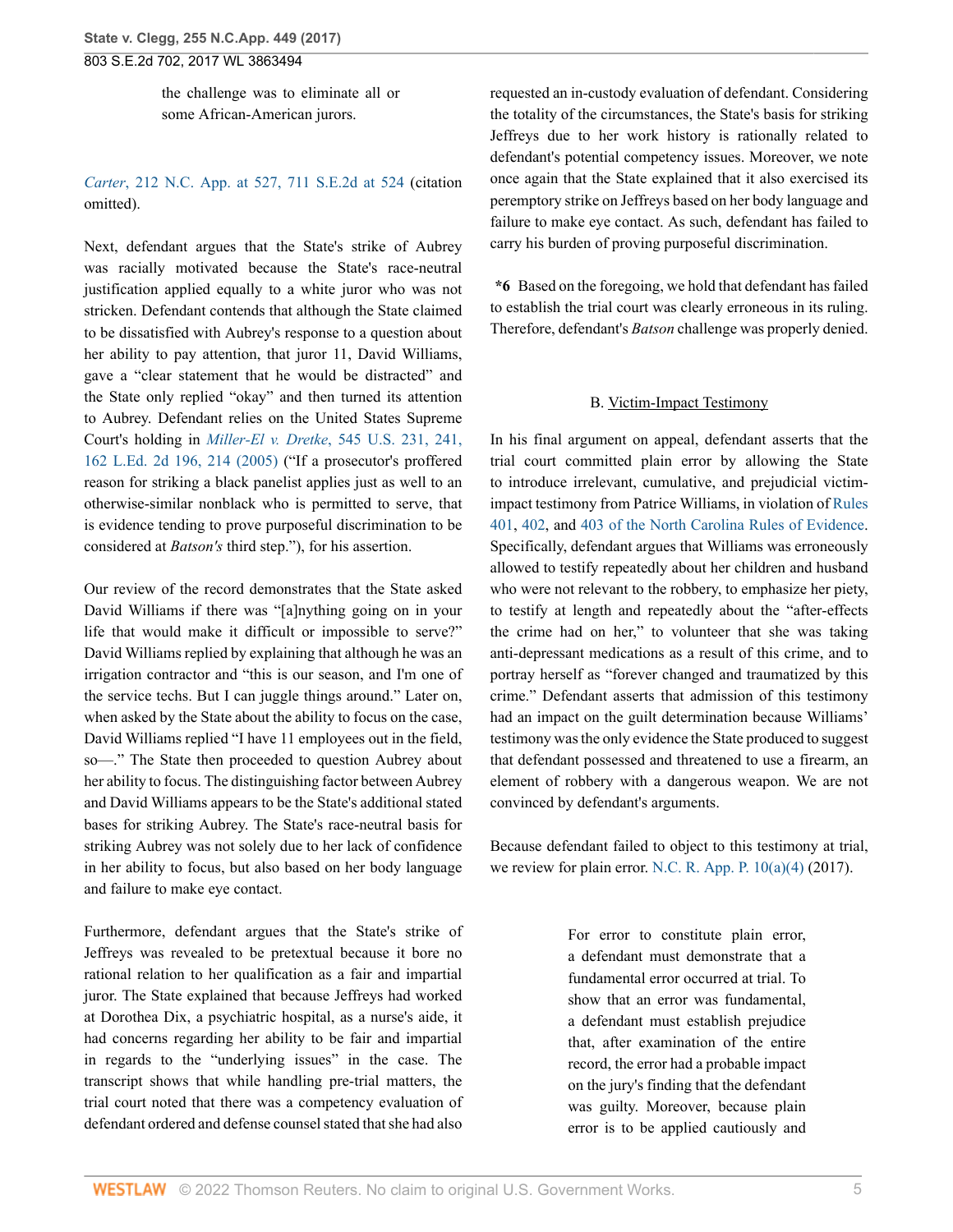> the challenge was to eliminate all or some African-American jurors.

*Carter*, 212 N.C. App. at 527, 711 S.E.2d at 524 (citation omitted).

Next, defendant argues that the State's strike of Aubrey was racially motivated because the State's race-neutral justification applied equally to a white juror who was not stricken. Defendant contends that although the State claimed to be dissatisfied with Aubrey's response to a question about her ability to pay attention, that juror 11, David Williams, gave a "clear statement that he would be distracted" and the State only replied "okay" and then turned its attention to Aubrey. Defendant relies on the United States Supreme Court's holding in *Miller-El v. Dretke*, 545 U.S. 231, 241, 162 L.Ed. 2d 196, 214 (2005) ("If a prosecutor's proffered reason for striking a black panelist applies just as well to an otherwise-similar nonblack who is permitted to serve, that is evidence tending to prove purposeful discrimination to be considered at *Batson's* third step."), for his assertion.

Our review of the record demonstrates that the State asked David Williams if there was "[a]nything going on in your life that would make it difficult or impossible to serve?" David Williams replied by explaining that although he was an irrigation contractor and "this is our season, and I'm one of the service techs. But I can juggle things around." Later on, when asked by the State about the ability to focus on the case, David Williams replied "I have 11 employees out in the field, so—." The State then proceeded to question Aubrey about her ability to focus. The distinguishing factor between Aubrey and David Williams appears to be the State's additional stated bases for striking Aubrey. The State's race-neutral basis for striking Aubrey was not solely due to her lack of confidence in her ability to focus, but also based on her body language and failure to make eye contact.

Furthermore, defendant argues that the State's strike of Jeffreys was revealed to be pretextual because it bore no rational relation to her qualification as a fair and impartial juror. The State explained that because Jeffreys had worked at Dorothea Dix, a psychiatric hospital, as a nurse's aide, it had concerns regarding her ability to be fair and impartial in regards to the "underlying issues" in the case. The transcript shows that while handling pre-trial matters, the trial court noted that there was a competency evaluation of defendant ordered and defense counsel stated that she had also requested an in-custody evaluation of defendant. Considering the totality of the circumstances, the State's basis for striking Jeffreys due to her work history is rationally related to defendant's potential competency issues. Moreover, we note once again that the State explained that it also exercised its peremptory strike on Jeffreys based on her body language and failure to make eye contact. As such, defendant has failed to carry his burden of proving purposeful discrimination.

**\*6** Based on the foregoing, we hold that defendant has failed to establish the trial court was clearly erroneous in its ruling. Therefore, defendant's *Batson* challenge was properly denied.

### B. Victim-Impact Testimony

In his final argument on appeal, defendant asserts that the trial court committed plain error by allowing the State to introduce irrelevant, cumulative, and prejudicial victim-impact testimony from Patrice Williams, in violation of Rules 401, 402, and 403 of the North Carolina Rules of Evidence. Specifically, defendant argues that Williams was erroneously allowed to testify repeatedly about her children and husband who were not relevant to the robbery, to emphasize her piety, to testify at length and repeatedly about the "after-effects the crime had on her," to volunteer that she was taking anti-depressant medications as a result of this crime, and to portray herself as "forever changed and traumatized by this crime." Defendant asserts that admission of this testimony had an impact on the guilt determination because Williams' testimony was the only evidence the State produced to suggest that defendant possessed and threatened to use a firearm, an element of robbery with a dangerous weapon. We are not convinced by defendant's arguments.

Because defendant failed to object to this testimony at trial, we review for plain error. N.C. R. App. P. 10(a)(4) (2017).

> For error to constitute plain error, a defendant must demonstrate that a fundamental error occurred at trial. To show that an error was fundamental, a defendant must establish prejudice that, after examination of the entire record, the error had a probable impact on the jury's finding that the defendant was guilty. Moreover, because plain error is to be applied cautiously and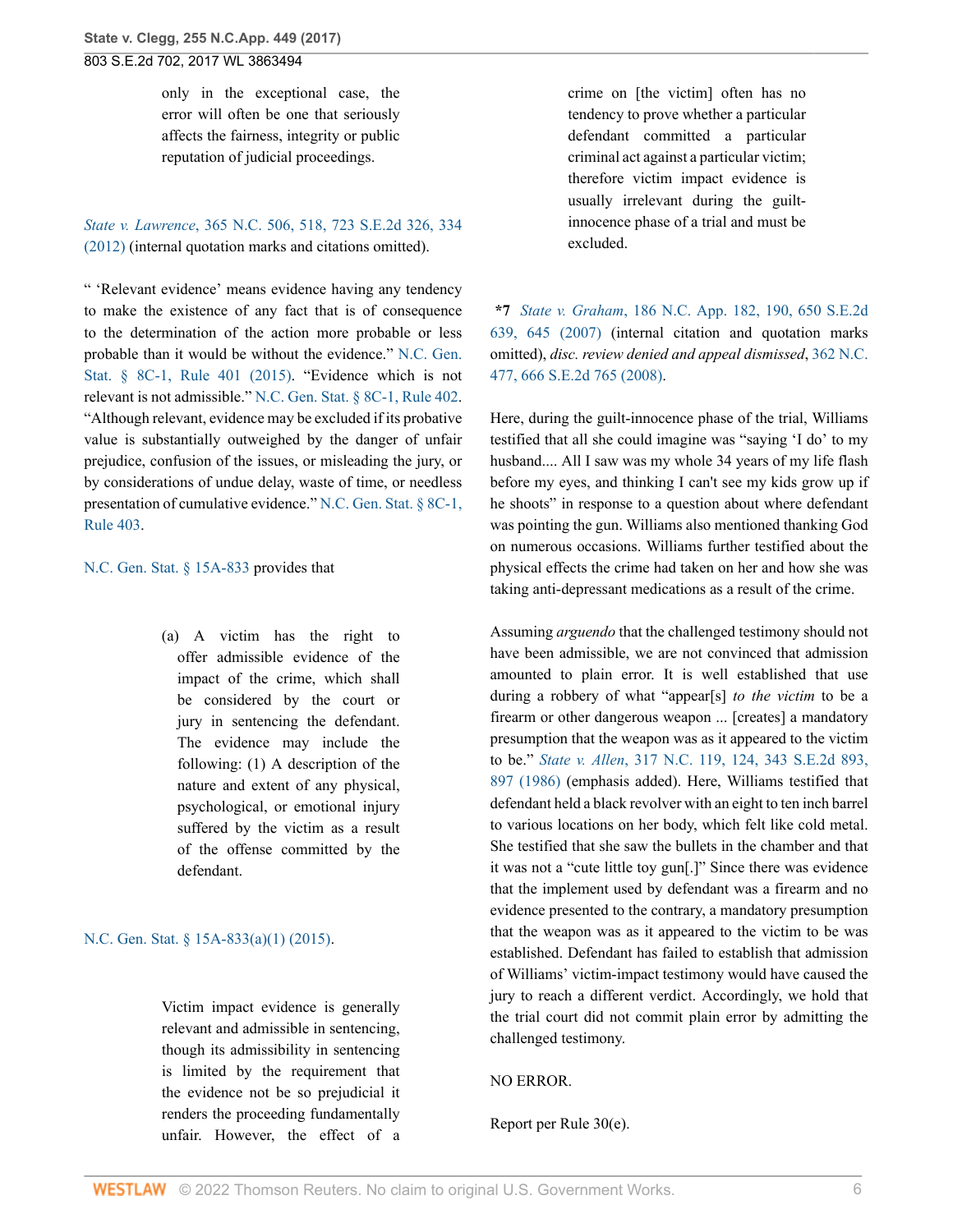> only in the exceptional case, the error will often be one that seriously affects the fairness, integrity or public reputation of judicial proceedings.

*State v. Lawrence*, 365 N.C. 506, 518, 723 S.E.2d 326, 334 (2012) (internal quotation marks and citations omitted).

" 'Relevant evidence' means evidence having any tendency to make the existence of any fact that is of consequence to the determination of the action more probable or less probable than it would be without the evidence." N.C. Gen. Stat. § 8C-1, Rule 401 (2015). "Evidence which is not relevant is not admissible." N.C. Gen. Stat. § 8C-1, Rule 402. "Although relevant, evidence may be excluded if its probative value is substantially outweighed by the danger of unfair prejudice, confusion of the issues, or misleading the jury, or by considerations of undue delay, waste of time, or needless presentation of cumulative evidence." N.C. Gen. Stat. § 8C-1, Rule 403.

N.C. Gen. Stat. § 15A-833 provides that

> (a) A victim has the right to offer admissible evidence of the impact of the crime, which shall be considered by the court or jury in sentencing the defendant. The evidence may include the following: (1) A description of the nature and extent of any physical, psychological, or emotional injury suffered by the victim as a result of the offense committed by the defendant.

N.C. Gen. Stat. § 15A-833(a)(1) (2015).

> Victim impact evidence is generally relevant and admissible in sentencing, though its admissibility in sentencing is limited by the requirement that the evidence not be so prejudicial it renders the proceeding fundamentally unfair. However, the effect of a crime on [the victim] often has no tendency to prove whether a particular defendant committed a particular criminal act against a particular victim; therefore victim impact evidence is usually irrelevant during the guilt-innocence phase of a trial and must be excluded.

**\*7** *State v. Graham*, 186 N.C. App. 182, 190, 650 S.E.2d 639, 645 (2007) (internal citation and quotation marks omitted), *disc. review denied and appeal dismissed*, 362 N.C. 477, 666 S.E.2d 765 (2008).

Here, during the guilt-innocence phase of the trial, Williams testified that all she could imagine was "saying 'I do' to my husband.... All I saw was my whole 34 years of my life flash before my eyes, and thinking I can't see my kids grow up if he shoots" in response to a question about where defendant was pointing the gun. Williams also mentioned thanking God on numerous occasions. Williams further testified about the physical effects the crime had taken on her and how she was taking anti-depressant medications as a result of the crime.

Assuming *arguendo* that the challenged testimony should not have been admissible, we are not convinced that admission amounted to plain error. It is well established that use during a robbery of what "appear[s] *to the victim* to be a firearm or other dangerous weapon ... [creates] a mandatory presumption that the weapon was as it appeared to the victim to be." *State v. Allen*, 317 N.C. 119, 124, 343 S.E.2d 893, 897 (1986) (emphasis added). Here, Williams testified that defendant held a black revolver with an eight to ten inch barrel to various locations on her body, which felt like cold metal. She testified that she saw the bullets in the chamber and that it was not a "cute little toy gun[.]" Since there was evidence that the implement used by defendant was a firearm and no evidence presented to the contrary, a mandatory presumption that the weapon was as it appeared to the victim to be was established. Defendant has failed to establish that admission of Williams' victim-impact testimony would have caused the jury to reach a different verdict. Accordingly, we hold that the trial court did not commit plain error by admitting the challenged testimony.

NO ERROR.

Report per Rule 30(e).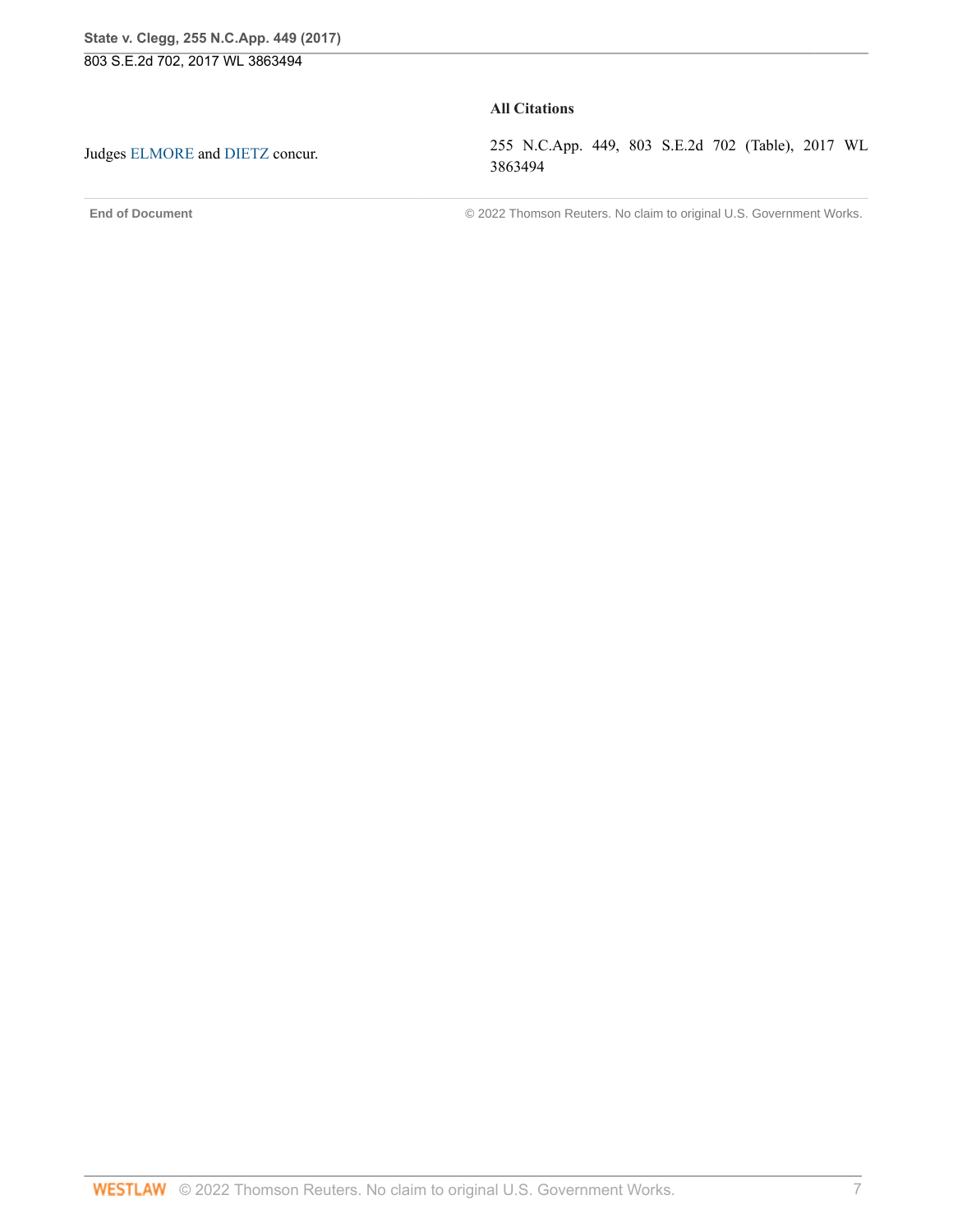Judges ELMORE and DIETZ concur.

**All Citations**

255 N.C.App. 449, 803 S.E.2d 702 (Table), 2017 WL 3863494

End of Document